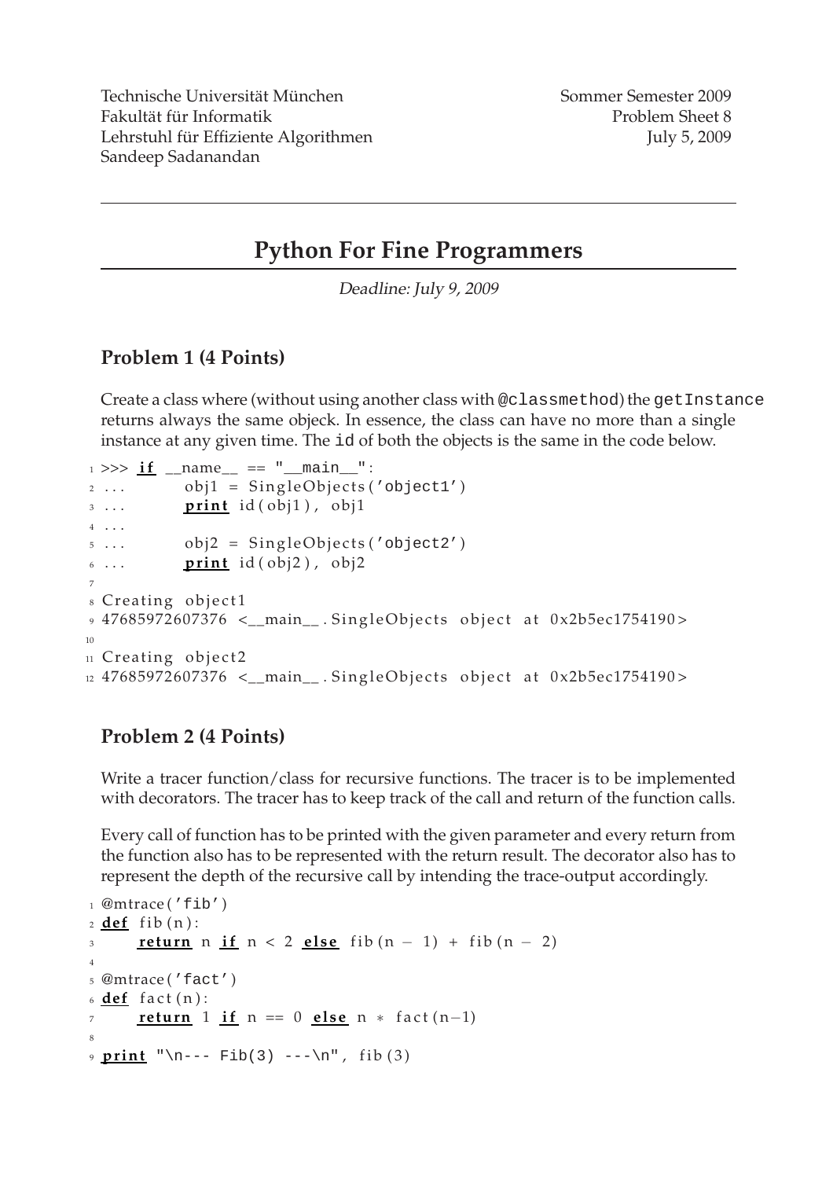Technische Universität München
Fakultät für Informatik
Lehrstuhl für Effiziente Algorithmen
Sandeep Sadanandan

Sommer Semester 2009
Problem Sheet 8
July 5, 2009

---

# Python For Fine Programmers

*Deadline: July 9, 2009*

## Problem 1 (4 Points)

Create a class where (without using another class with `@classmethod`) the `getInstance` returns always the same objeck. In essence, the class can have no more than a single instance at any given time. The `id` of both the objects is the same in the code below.

```
>>> if __name__ == "__main__":
...     obj1 = SingleObjects('object1')
...     print id(obj1), obj1
...
...     obj2 = SingleObjects('object2')
...     print id(obj2), obj2

Creating object1
47685972607376 <__main__.SingleObjects object at 0x2b5ec1754190>

Creating object2
47685972607376 <__main__.SingleObjects object at 0x2b5ec1754190>
```

## Problem 2 (4 Points)

Write a tracer function/class for recursive functions. The tracer is to be implemented with decorators. The tracer has to keep track of the call and return of the function calls.

Every call of function has to be printed with the given parameter and every return from the function also has to be represented with the return result. The decorator also has to represent the depth of the recursive call by intending the trace-output accordingly.

```
@mtrace('fib')
def fib(n):
    return n if n < 2 else fib(n - 1) + fib(n - 2)

@mtrace('fact')
def fact(n):
    return 1 if n == 0 else n * fact(n-1)

print "\n--- Fib(3) ---\n", fib(3)
```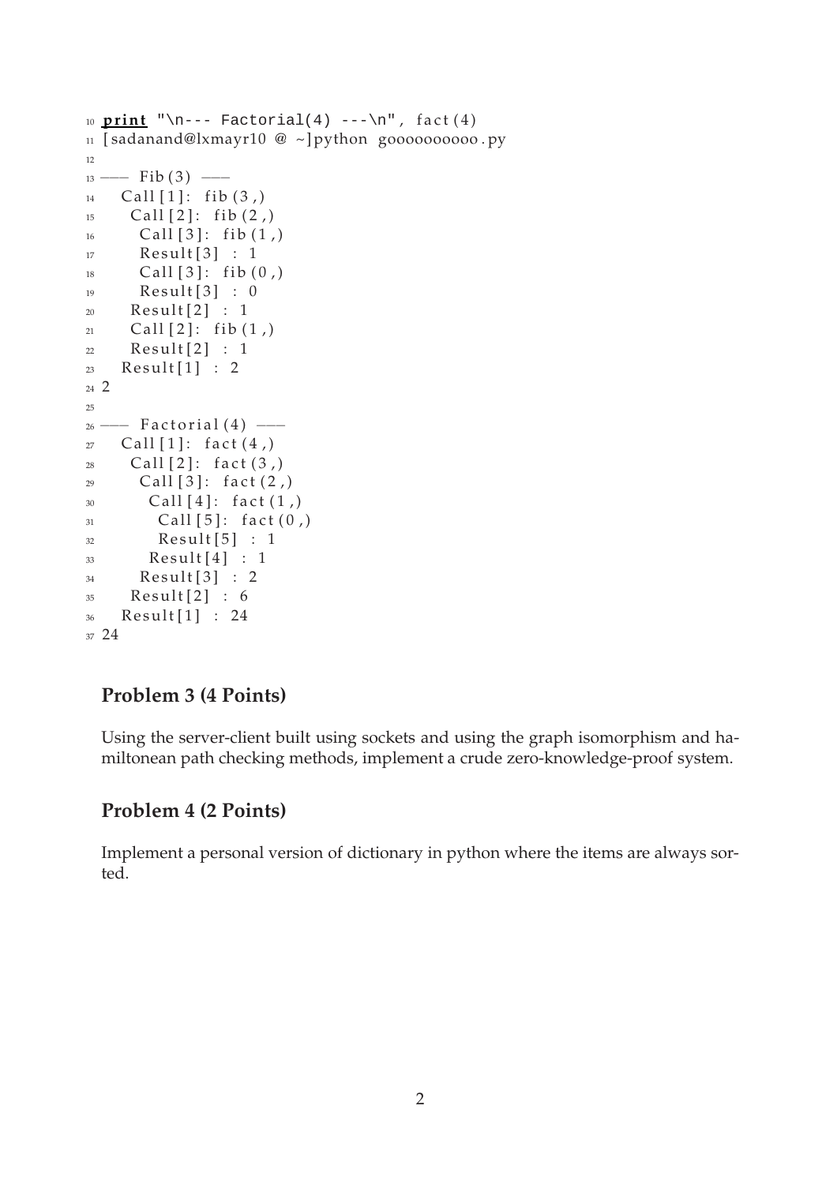```
10 print "\n--- Factorial(4) ---\n", fact(4)
11 [sadanand@lxmayr10 @ ~]python goooooooooo.py
12
13 --- Fib(3) ---
14   Call[1]: fib(3,)
15    Call[2]: fib(2,)
16     Call[3]: fib(1,)
17     Result[3] : 1
18     Call[3]: fib(0,)
19     Result[3] : 0
20    Result[2] : 1
21    Call[2]: fib(1,)
22    Result[2] : 1
23   Result[1] : 2
24 2
25
26 --- Factorial(4) ---
27   Call[1]: fact(4,)
28    Call[2]: fact(3,)
29     Call[3]: fact(2,)
30      Call[4]: fact(1,)
31       Call[5]: fact(0,)
32       Result[5] : 1
33      Result[4] : 1
34     Result[3] : 2
35    Result[2] : 6
36   Result[1] : 24
37 24
```

## Problem 3 (4 Points)

Using the server-client built using sockets and using the graph isomorphism and hamiltonean path checking methods, implement a crude zero-knowledge-proof system.

## Problem 4 (2 Points)

Implement a personal version of dictionary in python where the items are always sorted.